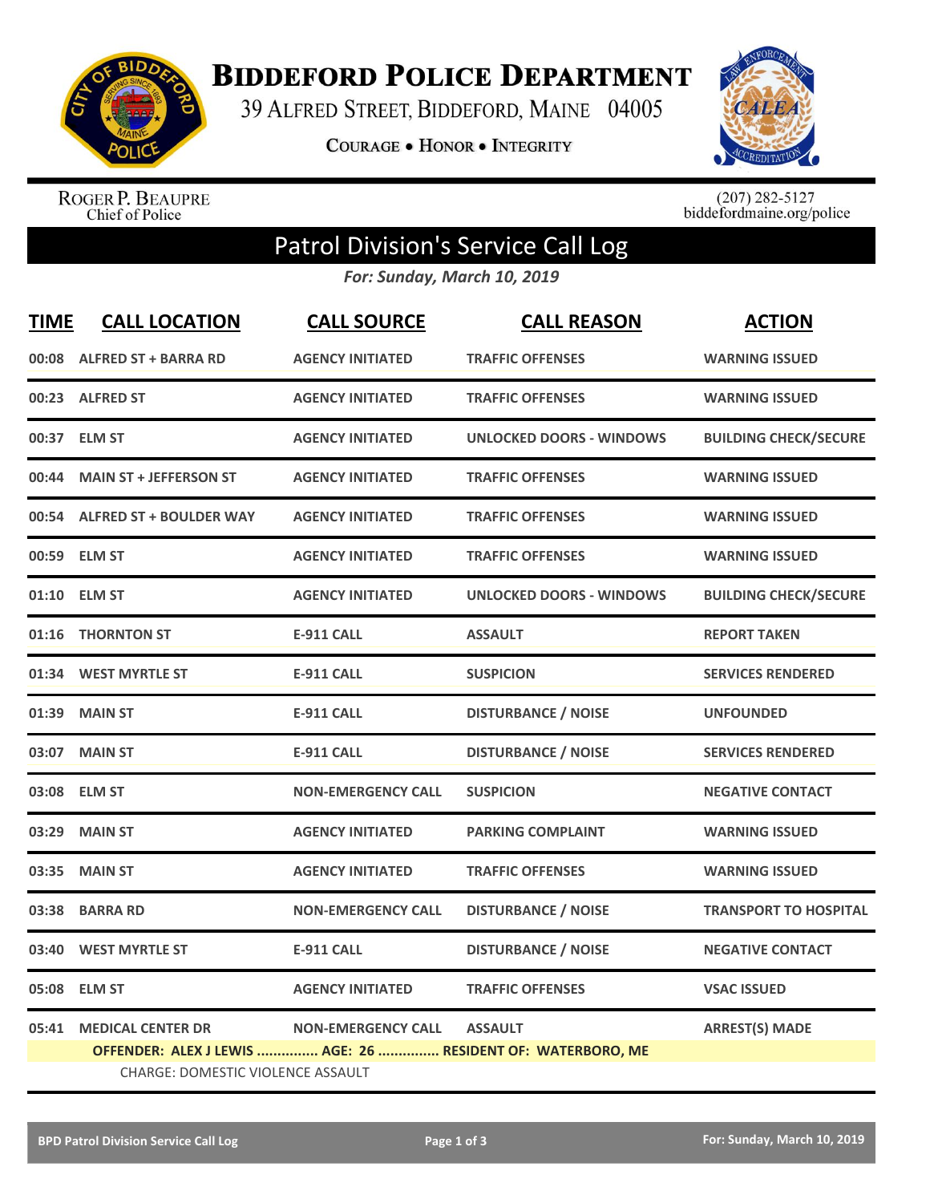# Biddeford Police Department

39 Alfred Street, Biddeford, Maine 04005

Courage • Honor • Integrity

Roger P. Beaupre
Chief of Police

(207) 282-5127
biddefordmaine.org/police

## Patrol Division's Service Call Log

*For: Sunday, March 10, 2019*

| TIME | CALL LOCATION | CALL SOURCE | CALL REASON | ACTION |
|---|---|---|---|---|
| 00:08 | ALFRED ST + BARRA RD | AGENCY INITIATED | TRAFFIC OFFENSES | WARNING ISSUED |
| 00:23 | ALFRED ST | AGENCY INITIATED | TRAFFIC OFFENSES | WARNING ISSUED |
| 00:37 | ELM ST | AGENCY INITIATED | UNLOCKED DOORS - WINDOWS | BUILDING CHECK/SECURE |
| 00:44 | MAIN ST + JEFFERSON ST | AGENCY INITIATED | TRAFFIC OFFENSES | WARNING ISSUED |
| 00:54 | ALFRED ST + BOULDER WAY | AGENCY INITIATED | TRAFFIC OFFENSES | WARNING ISSUED |
| 00:59 | ELM ST | AGENCY INITIATED | TRAFFIC OFFENSES | WARNING ISSUED |
| 01:10 | ELM ST | AGENCY INITIATED | UNLOCKED DOORS - WINDOWS | BUILDING CHECK/SECURE |
| 01:16 | THORNTON ST | E-911 CALL | ASSAULT | REPORT TAKEN |
| 01:34 | WEST MYRTLE ST | E-911 CALL | SUSPICION | SERVICES RENDERED |
| 01:39 | MAIN ST | E-911 CALL | DISTURBANCE / NOISE | UNFOUNDED |
| 03:07 | MAIN ST | E-911 CALL | DISTURBANCE / NOISE | SERVICES RENDERED |
| 03:08 | ELM ST | NON-EMERGENCY CALL | SUSPICION | NEGATIVE CONTACT |
| 03:29 | MAIN ST | AGENCY INITIATED | PARKING COMPLAINT | WARNING ISSUED |
| 03:35 | MAIN ST | AGENCY INITIATED | TRAFFIC OFFENSES | WARNING ISSUED |
| 03:38 | BARRA RD | NON-EMERGENCY CALL | DISTURBANCE / NOISE | TRANSPORT TO HOSPITAL |
| 03:40 | WEST MYRTLE ST | E-911 CALL | DISTURBANCE / NOISE | NEGATIVE CONTACT |
| 05:08 | ELM ST | AGENCY INITIATED | TRAFFIC OFFENSES | VSAC ISSUED |
| 05:41 | MEDICAL CENTER DR | NON-EMERGENCY CALL | ASSAULT | ARREST(S) MADE |

OFFENDER: ALEX J LEWIS ............... AGE: 26 ............... RESIDENT OF: WATERBORO, ME

CHARGE: DOMESTIC VIOLENCE ASSAULT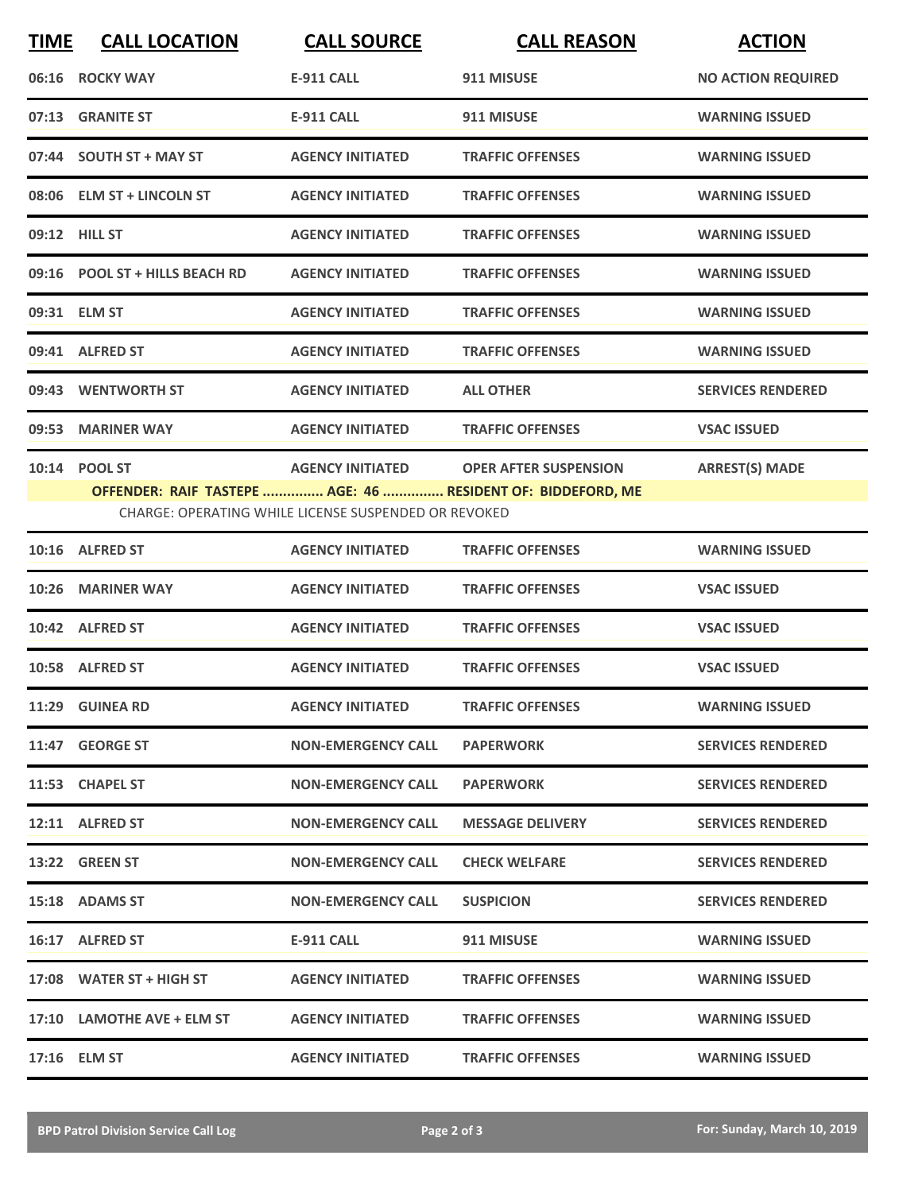| TIME | CALL LOCATION | CALL SOURCE | CALL REASON | ACTION |
|---|---|---|---|---|
| 06:16 | ROCKY WAY | E-911 CALL | 911 MISUSE | NO ACTION REQUIRED |
| 07:13 | GRANITE ST | E-911 CALL | 911 MISUSE | WARNING ISSUED |
| 07:44 | SOUTH ST + MAY ST | AGENCY INITIATED | TRAFFIC OFFENSES | WARNING ISSUED |
| 08:06 | ELM ST + LINCOLN ST | AGENCY INITIATED | TRAFFIC OFFENSES | WARNING ISSUED |
| 09:12 | HILL ST | AGENCY INITIATED | TRAFFIC OFFENSES | WARNING ISSUED |
| 09:16 | POOL ST + HILLS BEACH RD | AGENCY INITIATED | TRAFFIC OFFENSES | WARNING ISSUED |
| 09:31 | ELM ST | AGENCY INITIATED | TRAFFIC OFFENSES | WARNING ISSUED |
| 09:41 | ALFRED ST | AGENCY INITIATED | TRAFFIC OFFENSES | WARNING ISSUED |
| 09:43 | WENTWORTH ST | AGENCY INITIATED | ALL OTHER | SERVICES RENDERED |
| 09:53 | MARINER WAY | AGENCY INITIATED | TRAFFIC OFFENSES | VSAC ISSUED |
| 10:14 | POOL ST | AGENCY INITIATED | OPER AFTER SUSPENSION | ARREST(S) MADE |
| | OFFENDER: RAIF TASTEPE ............... AGE: 46 ............... RESIDENT OF: BIDDEFORD, ME | | | |
| | CHARGE: OPERATING WHILE LICENSE SUSPENDED OR REVOKED | | | |
| 10:16 | ALFRED ST | AGENCY INITIATED | TRAFFIC OFFENSES | WARNING ISSUED |
| 10:26 | MARINER WAY | AGENCY INITIATED | TRAFFIC OFFENSES | VSAC ISSUED |
| 10:42 | ALFRED ST | AGENCY INITIATED | TRAFFIC OFFENSES | VSAC ISSUED |
| 10:58 | ALFRED ST | AGENCY INITIATED | TRAFFIC OFFENSES | VSAC ISSUED |
| 11:29 | GUINEA RD | AGENCY INITIATED | TRAFFIC OFFENSES | WARNING ISSUED |
| 11:47 | GEORGE ST | NON-EMERGENCY CALL | PAPERWORK | SERVICES RENDERED |
| 11:53 | CHAPEL ST | NON-EMERGENCY CALL | PAPERWORK | SERVICES RENDERED |
| 12:11 | ALFRED ST | NON-EMERGENCY CALL | MESSAGE DELIVERY | SERVICES RENDERED |
| 13:22 | GREEN ST | NON-EMERGENCY CALL | CHECK WELFARE | SERVICES RENDERED |
| 15:18 | ADAMS ST | NON-EMERGENCY CALL | SUSPICION | SERVICES RENDERED |
| 16:17 | ALFRED ST | E-911 CALL | 911 MISUSE | WARNING ISSUED |
| 17:08 | WATER ST + HIGH ST | AGENCY INITIATED | TRAFFIC OFFENSES | WARNING ISSUED |
| 17:10 | LAMOTHE AVE + ELM ST | AGENCY INITIATED | TRAFFIC OFFENSES | WARNING ISSUED |
| 17:16 | ELM ST | AGENCY INITIATED | TRAFFIC OFFENSES | WARNING ISSUED |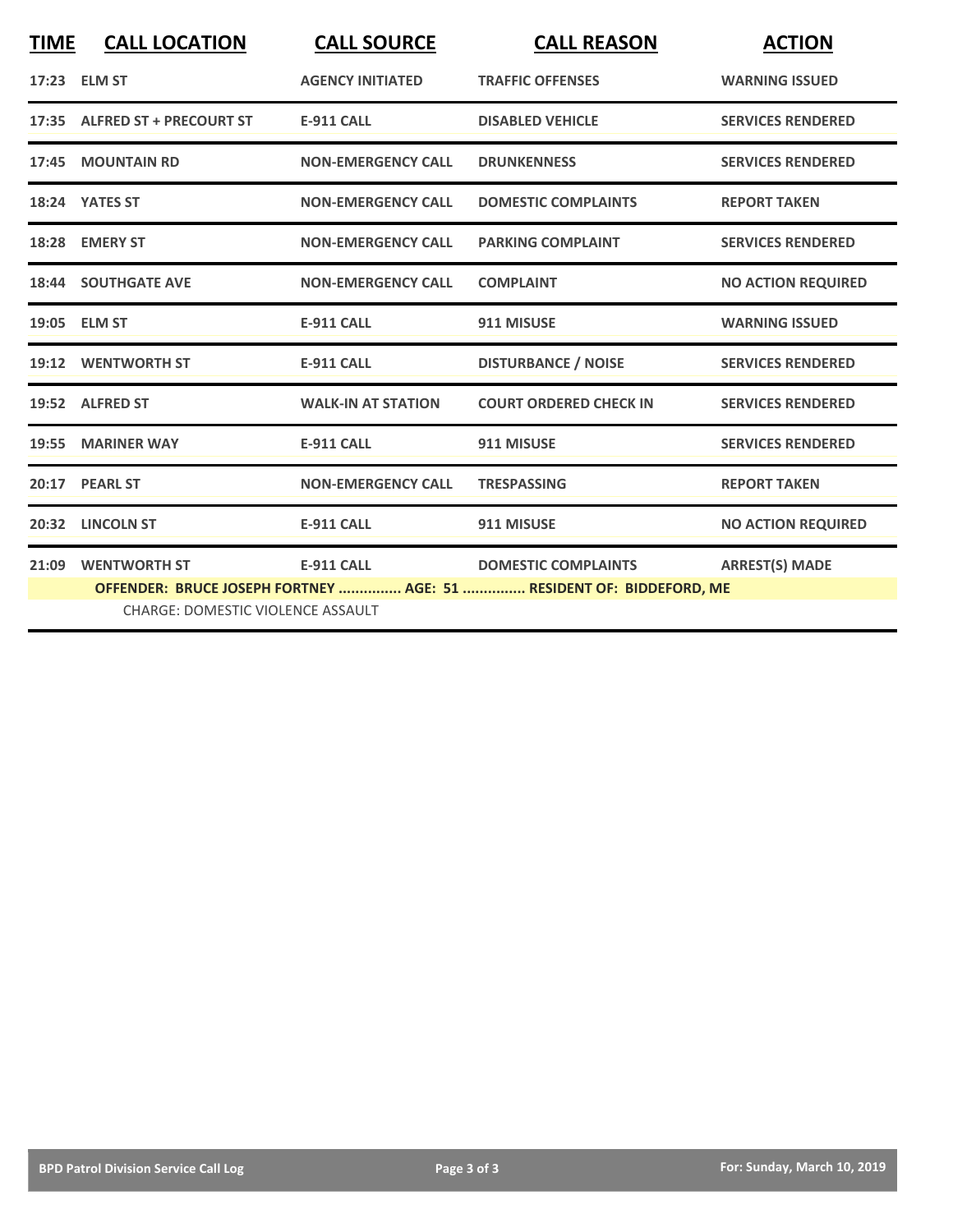| TIME | CALL LOCATION | CALL SOURCE | CALL REASON | ACTION |
|---|---|---|---|---|
| 17:23 | ELM ST | AGENCY INITIATED | TRAFFIC OFFENSES | WARNING ISSUED |
| 17:35 | ALFRED ST + PRECOURT ST | E-911 CALL | DISABLED VEHICLE | SERVICES RENDERED |
| 17:45 | MOUNTAIN RD | NON-EMERGENCY CALL | DRUNKENNESS | SERVICES RENDERED |
| 18:24 | YATES ST | NON-EMERGENCY CALL | DOMESTIC COMPLAINTS | REPORT TAKEN |
| 18:28 | EMERY ST | NON-EMERGENCY CALL | PARKING COMPLAINT | SERVICES RENDERED |
| 18:44 | SOUTHGATE AVE | NON-EMERGENCY CALL | COMPLAINT | NO ACTION REQUIRED |
| 19:05 | ELM ST | E-911 CALL | 911 MISUSE | WARNING ISSUED |
| 19:12 | WENTWORTH ST | E-911 CALL | DISTURBANCE / NOISE | SERVICES RENDERED |
| 19:52 | ALFRED ST | WALK-IN AT STATION | COURT ORDERED CHECK IN | SERVICES RENDERED |
| 19:55 | MARINER WAY | E-911 CALL | 911 MISUSE | SERVICES RENDERED |
| 20:17 | PEARL ST | NON-EMERGENCY CALL | TRESPASSING | REPORT TAKEN |
| 20:32 | LINCOLN ST | E-911 CALL | 911 MISUSE | NO ACTION REQUIRED |
| 21:09 | WENTWORTH ST | E-911 CALL | DOMESTIC COMPLAINTS | ARREST(S) MADE |

**OFFENDER: BRUCE JOSEPH FORTNEY ............... AGE: 51 ............... RESIDENT OF: BIDDEFORD, ME**

CHARGE: DOMESTIC VIOLENCE ASSAULT

BPD Patrol Division Service Call Log — For: Sunday, March 10, 2019